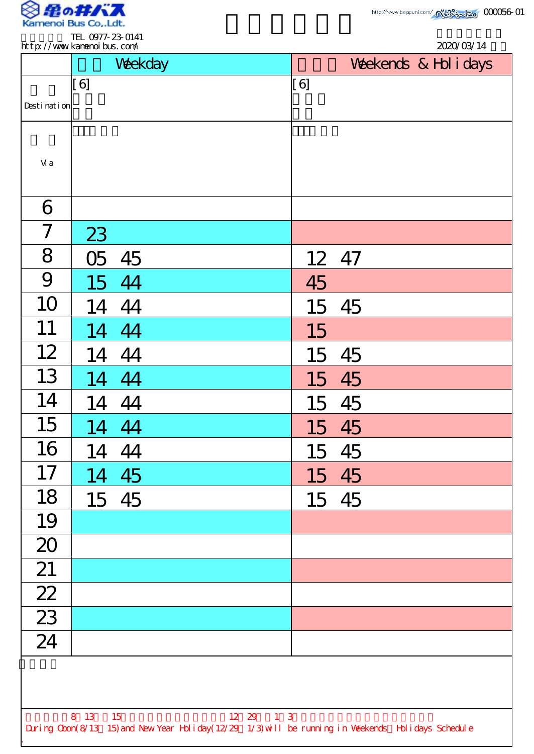Kamenoi Bus Co.,Ldt.

TEL 0977-23-0141
http://www.kamenoibus.com/

http://www.beppunl.com/

000056-01

2020/03/14

| | Weekday | Weekends & Holidays |
|---|---|---|
| Destination | [6] | [6] |
| Via | | |
| 6 | | |
| 7 | 23 | |
| 8 | 05 45 | 12 47 |
| 9 | 15 44 | 45 |
| 10 | 14 44 | 15 45 |
| 11 | 14 44 | 15 |
| 12 | 14 44 | 15 45 |
| 13 | 14 44 | 15 45 |
| 14 | 14 44 | 15 45 |
| 15 | 14 44 | 15 45 |
| 16 | 14 44 | 15 45 |
| 17 | 14 45 | 15 45 |
| 18 | 15 45 | 15 45 |
| 19 | | |
| 20 | | |
| 21 | | |
| 22 | | |
| 23 | | |
| 24 | | |

8 13 15 12 29 1 3

During Obon(8/13 15) and New Year Holiday(12/29 1/3) will be running in Weekends Holidays Schedule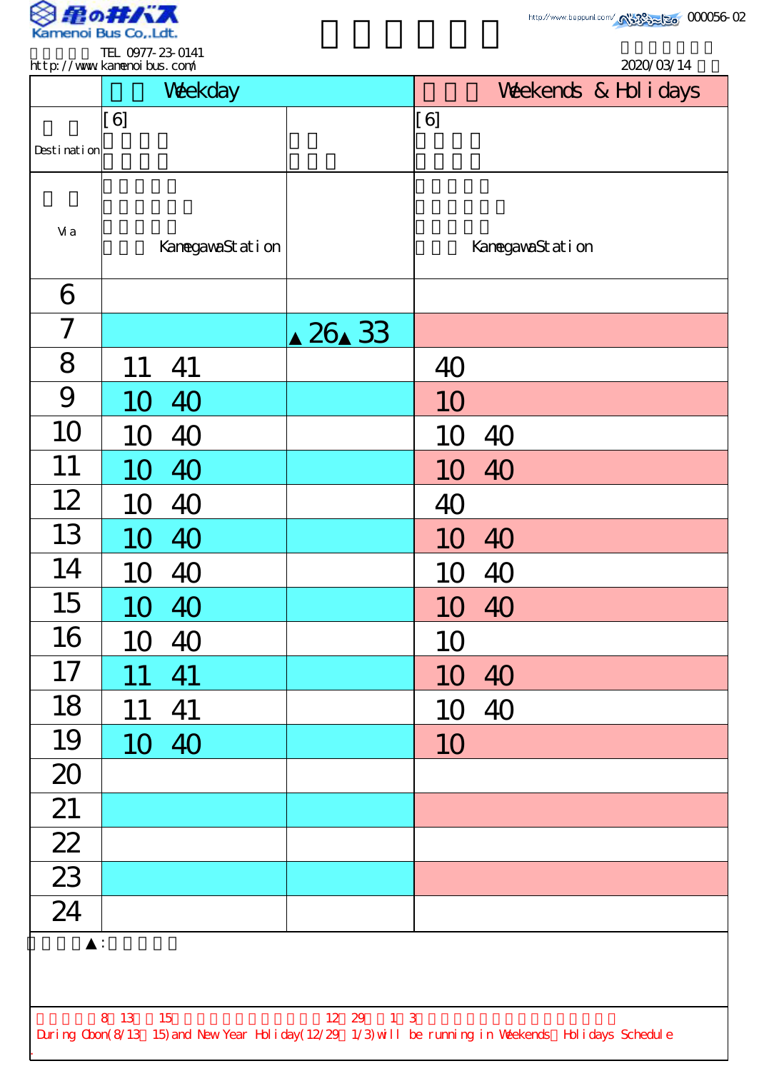Kamenoi Bus Co.,Ldt.

TEL 0977-23-0141
http://www.kamenoibus.com/

http://www.beppunl.com/ 000056-02

2020/03/14

| | Weekday | | Weekends & Holidays |
|---|---|---|---|
| Destination | [6] | | [6] |
| Via | KamegawaStation | | KamegawaStation |
| 6 | | | |
| 7 | | ▲26 ▲33 | |
| 8 | 11 41 | | 40 |
| 9 | 10 40 | | 10 |
| 10 | 10 40 | | 10 40 |
| 11 | 10 40 | | 10 40 |
| 12 | 10 40 | | 40 |
| 13 | 10 40 | | 10 40 |
| 14 | 10 40 | | 10 40 |
| 15 | 10 40 | | 10 40 |
| 16 | 10 40 | | 10 |
| 17 | 11 41 | | 10 40 |
| 18 | 11 41 | | 10 40 |
| 19 | 10 40 | | 10 |
| 20 | | | |
| 21 | | | |
| 22 | | | |
| 23 | | | |
| 24 | | | |

▲:

8 13 15 12 29 1 3

During Obon(8/13 15) and New Year Holiday(12/29 1/3) will be running in Weekends Holidays Schedule